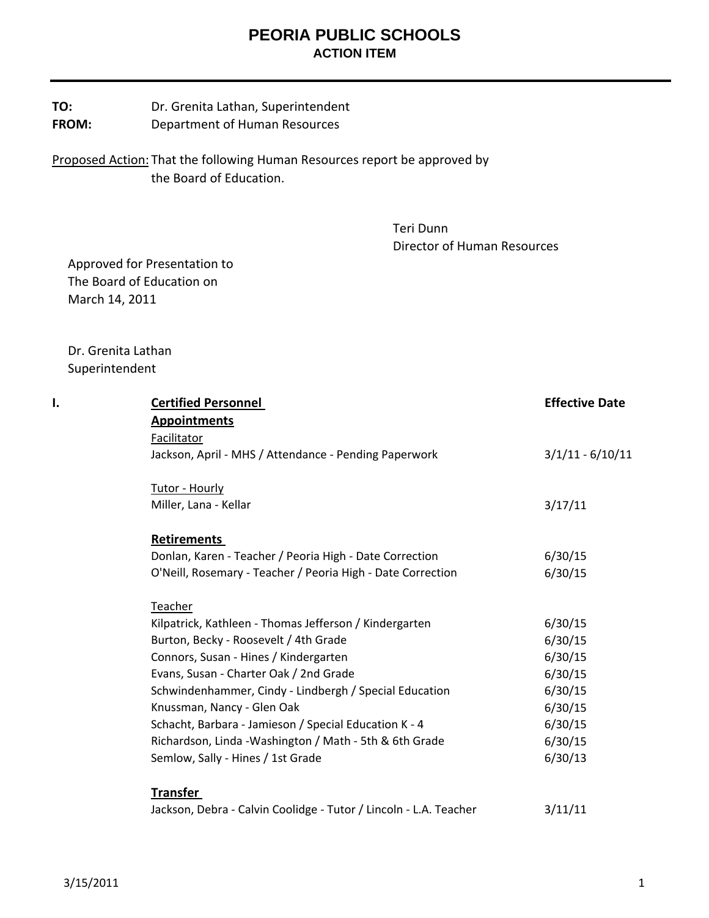# PEORIA PUBLIC SCHOOLS

## ACTION ITEM

**TO:** Dr. Grenita Lathan, Superintendent
**FROM:** Department of Human Resources

Proposed Action: That the following Human Resources report be approved by the Board of Education.

Teri Dunn
Director of Human Resources

Approved for Presentation to
The Board of Education on
March 14, 2011

Dr. Grenita Lathan
Superintendent

**I. Certified Personnel**

| | Effective Date |
|---|---|
| **Appointments** | |
| Facilitator | |
| Jackson, April - MHS / Attendance - Pending Paperwork | 3/1/11 - 6/10/11 |
| Tutor - Hourly | |
| Miller, Lana - Kellar | 3/17/11 |
| **Retirements** | |
| Donlan, Karen - Teacher / Peoria High - Date Correction | 6/30/15 |
| O'Neill, Rosemary - Teacher / Peoria High - Date Correction | 6/30/15 |
| Teacher | |
| Kilpatrick, Kathleen - Thomas Jefferson / Kindergarten | 6/30/15 |
| Burton, Becky - Roosevelt / 4th Grade | 6/30/15 |
| Connors, Susan - Hines / Kindergarten | 6/30/15 |
| Evans, Susan - Charter Oak / 2nd Grade | 6/30/15 |
| Schwindenhammer, Cindy - Lindbergh / Special Education | 6/30/15 |
| Knussman, Nancy - Glen Oak | 6/30/15 |
| Schacht, Barbara - Jamieson / Special Education K - 4 | 6/30/15 |
| Richardson, Linda -Washington / Math - 5th & 6th Grade | 6/30/15 |
| Semlow, Sally - Hines / 1st Grade | 6/30/13 |
| **Transfer** | |
| Jackson, Debra - Calvin Coolidge - Tutor / Lincoln - L.A. Teacher | 3/11/11 |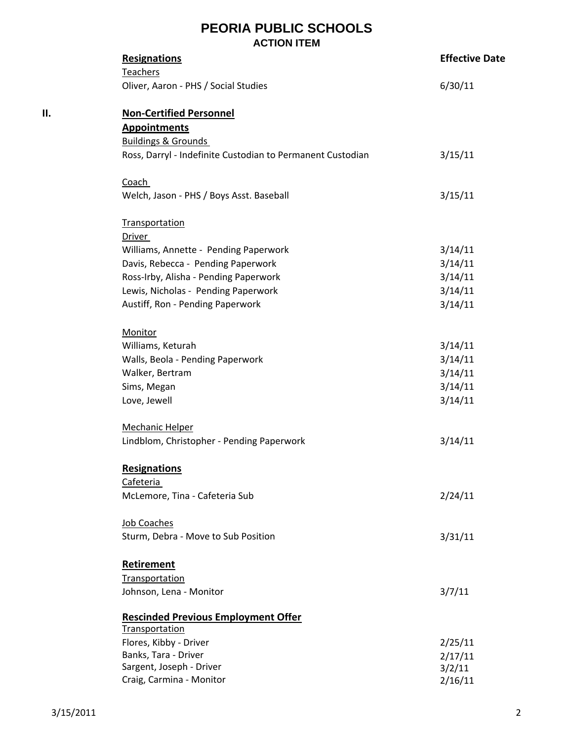# PEORIA PUBLIC SCHOOLS

## ACTION ITEM

| **Resignations** | **Effective Date** |
|---|---|
| Teachers | |
| Oliver, Aaron - PHS / Social Studies | 6/30/11 |

## II. Non-Certified Personnel

### Appointments

| | |
|---|---|
| Buildings & Grounds | |
| Ross, Darryl - Indefinite Custodian to Permanent Custodian | 3/15/11 |
| | |
| Coach | |
| Welch, Jason - PHS / Boys Asst. Baseball | 3/15/11 |
| | |
| Transportation | |
| Driver | |
| Williams, Annette - Pending Paperwork | 3/14/11 |
| Davis, Rebecca - Pending Paperwork | 3/14/11 |
| Ross-Irby, Alisha - Pending Paperwork | 3/14/11 |
| Lewis, Nicholas - Pending Paperwork | 3/14/11 |
| Austiff, Ron - Pending Paperwork | 3/14/11 |
| | |
| Monitor | |
| Williams, Keturah | 3/14/11 |
| Walls, Beola - Pending Paperwork | 3/14/11 |
| Walker, Bertram | 3/14/11 |
| Sims, Megan | 3/14/11 |
| Love, Jewell | 3/14/11 |
| | |
| Mechanic Helper | |
| Lindblom, Christopher - Pending Paperwork | 3/14/11 |

### Resignations

| | |
|---|---|
| Cafeteria | |
| McLemore, Tina - Cafeteria Sub | 2/24/11 |
| | |
| Job Coaches | |
| Sturm, Debra - Move to Sub Position | 3/31/11 |

### Retirement

| | |
|---|---|
| Transportation | |
| Johnson, Lena - Monitor | 3/7/11 |

### Rescinded Previous Employment Offer

| | |
|---|---|
| Transportation | |
| Flores, Kibby - Driver | 2/25/11 |
| Banks, Tara - Driver | 2/17/11 |
| Sargent, Joseph - Driver | 3/2/11 |
| Craig, Carmina - Monitor | 2/16/11 |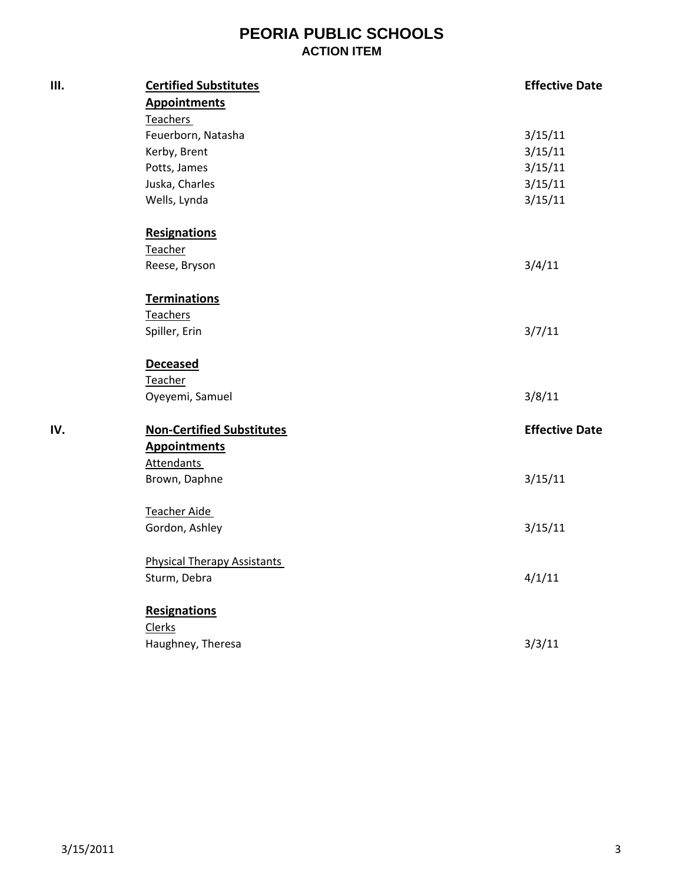# PEORIA PUBLIC SCHOOLS

## ACTION ITEM

| | | |
|---|---|---|
| **III.** | **Certified Substitutes** | **Effective Date** |
| | **Appointments** | |
| | Teachers | |
| | Feuerborn, Natasha | 3/15/11 |
| | Kerby, Brent | 3/15/11 |
| | Potts, James | 3/15/11 |
| | Juska, Charles | 3/15/11 |
| | Wells, Lynda | 3/15/11 |
| | **Resignations** | |
| | Teacher | |
| | Reese, Bryson | 3/4/11 |
| | **Terminations** | |
| | Teachers | |
| | Spiller, Erin | 3/7/11 |
| | **Deceased** | |
| | Teacher | |
| | Oyeyemi, Samuel | 3/8/11 |
| **IV.** | **Non-Certified Substitutes** | **Effective Date** |
| | **Appointments** | |
| | Attendants | |
| | Brown, Daphne | 3/15/11 |
| | Teacher Aide | |
| | Gordon, Ashley | 3/15/11 |
| | Physical Therapy Assistants | |
| | Sturm, Debra | 4/1/11 |
| | **Resignations** | |
| | Clerks | |
| | Haughney, Theresa | 3/3/11 |

3/15/2011